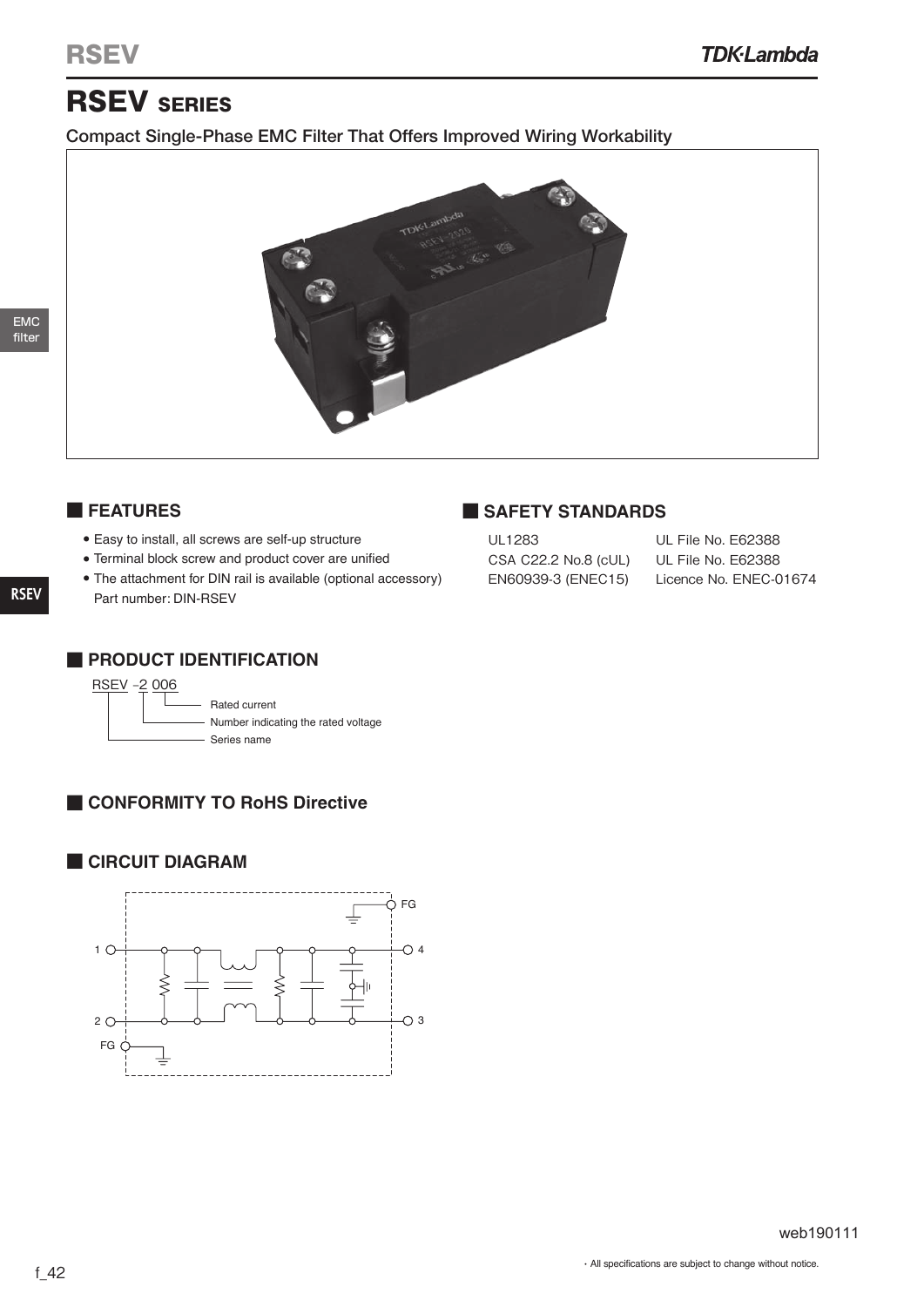# RSEV SERIES

Compact Single-Phase EMC Filter That Offers Improved Wiring Workability

## FEATURES

- Easy to install, all screws are self-up structure
- Terminal block screw and product cover are unified
- The attachment for DIN rail is available (optional accessory)
  Part number: DIN-RSEV

## SAFETY STANDARDS

| | |
|---|---|
| UL1283 | UL File No. E62388 |
| CSA C22.2 No.8 (cUL) | UL File No. E62388 |
| EN60939-3 (ENEC15) | Licence No. ENEC-01674 |

## PRODUCT IDENTIFICATION

RSEV -2 006

- 006: Rated current
- 2: Number indicating the rated voltage
- RSEV: Series name

## CONFORMITY TO RoHS Directive

## CIRCUIT DIAGRAM

FG
1
4
2
3
FG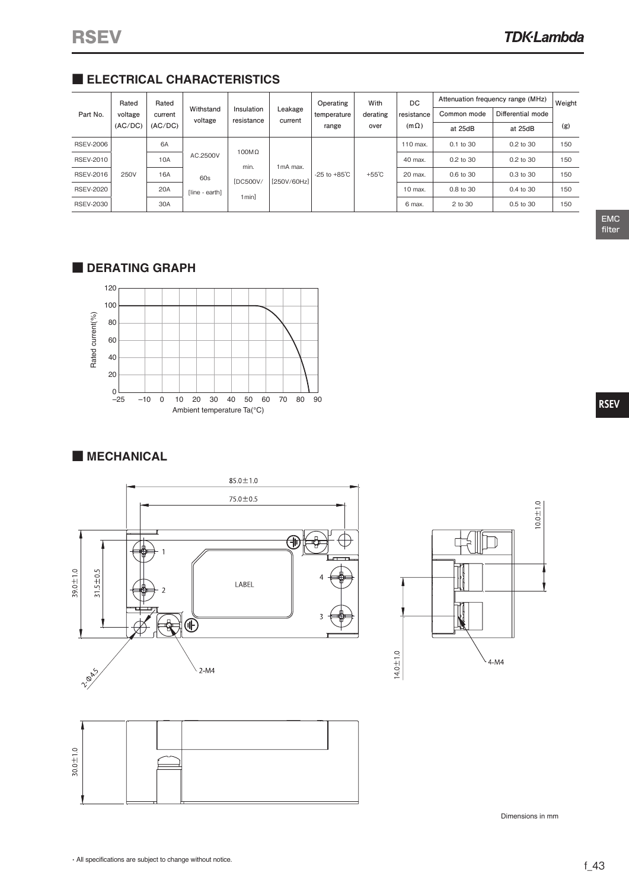## ELECTRICAL CHARACTERISTICS

| Part No. | Rated voltage (AC/DC) | Rated current (AC/DC) | Withstand voltage | Insulation resistance | Leakage current | Operating temperature range | With derating over | DC resistance (mΩ) | Attenuation frequency range (MHz) Common mode at 25dB | Attenuation frequency range (MHz) Differential mode at 25dB | Weight (g) |
|---|---|---|---|---|---|---|---|---|---|---|---|
| RSEV-2006 | 250V | 6A | AC2500V 60s [line - earth] | 100MΩ min. [DC500V/ 1min] | 1mA max. [250V/60Hz] | -25 to +85℃ | +55℃ | 110 max. | 0.1 to 30 | 0.2 to 30 | 150 |
| RSEV-2010 | | 10A | | | | | | 40 max. | 0.2 to 30 | 0.2 to 30 | 150 |
| RSEV-2016 | | 16A | | | | | | 20 max. | 0.6 to 30 | 0.3 to 30 | 150 |
| RSEV-2020 | | 20A | | | | | | 10 max. | 0.8 to 30 | 0.4 to 30 | 150 |
| RSEV-2030 | | 30A | | | | | | 6 max. | 2 to 30 | 0.5 to 30 | 150 |

## DERATING GRAPH

Rated current(%)

120
100
80
60
40
20
0

–25 –10 0 10 20 30 40 50 60 70 80 90

Ambient temperature Ta(°C)

## MECHANICAL

85.0±1.0
75.0±0.5
39.0±1.0
31.5±0.5
LABEL
1
2
3
4
2-Φ4.5
2-M4
10.0±1.0
14.0±1.0
4-M4
30.0±1.0

Dimensions in mm

・All specifications are subject to change without notice.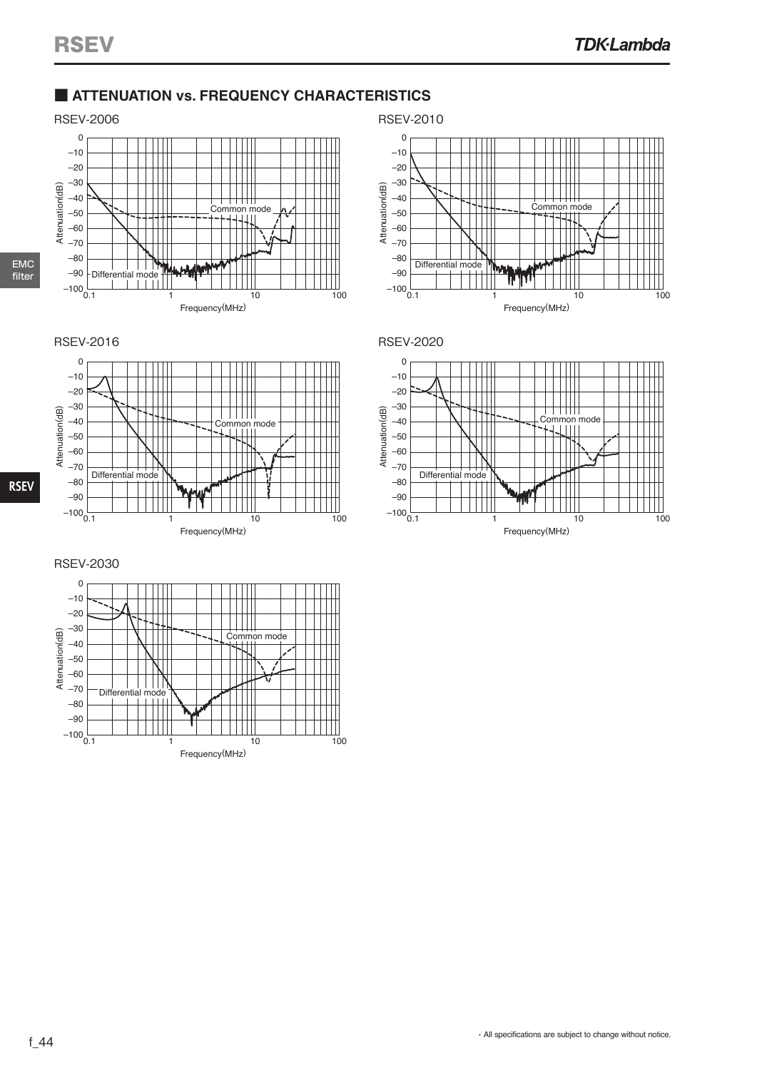## ■ ATTENUATION vs. FREQUENCY CHARACTERISTICS

RSEV-2006

Attenuation(dB)
0
−10
−20
−30
−40
−50
−60
−70
−80
−90
−100
0.1
1
10
100
Frequency(MHz)
Common mode
Differential mode

RSEV-2010

Attenuation(dB)
0
−10
−20
−30
−40
−50
−60
−70
−80
−90
−100
0.1
1
10
100
Frequency(MHz)
Common mode
Differential mode

RSEV-2016

Attenuation(dB)
0
−10
−20
−30
−40
−50
−60
−70
−80
−90
−100
0.1
1
10
100
Frequency(MHz)
Common mode
Differential mode

RSEV-2020

Attenuation(dB)
0
−10
−20
−30
−40
−50
−60
−70
−80
−90
−100
0.1
1
10
100
Frequency(MHz)
Common mode
Differential mode

RSEV-2030

Attenuation(dB)
0
−10
−20
−30
−40
−50
−60
−70
−80
−90
−100
0.1
1
10
100
Frequency(MHz)
Common mode
Differential mode

・All specifications are subject to change without notice.